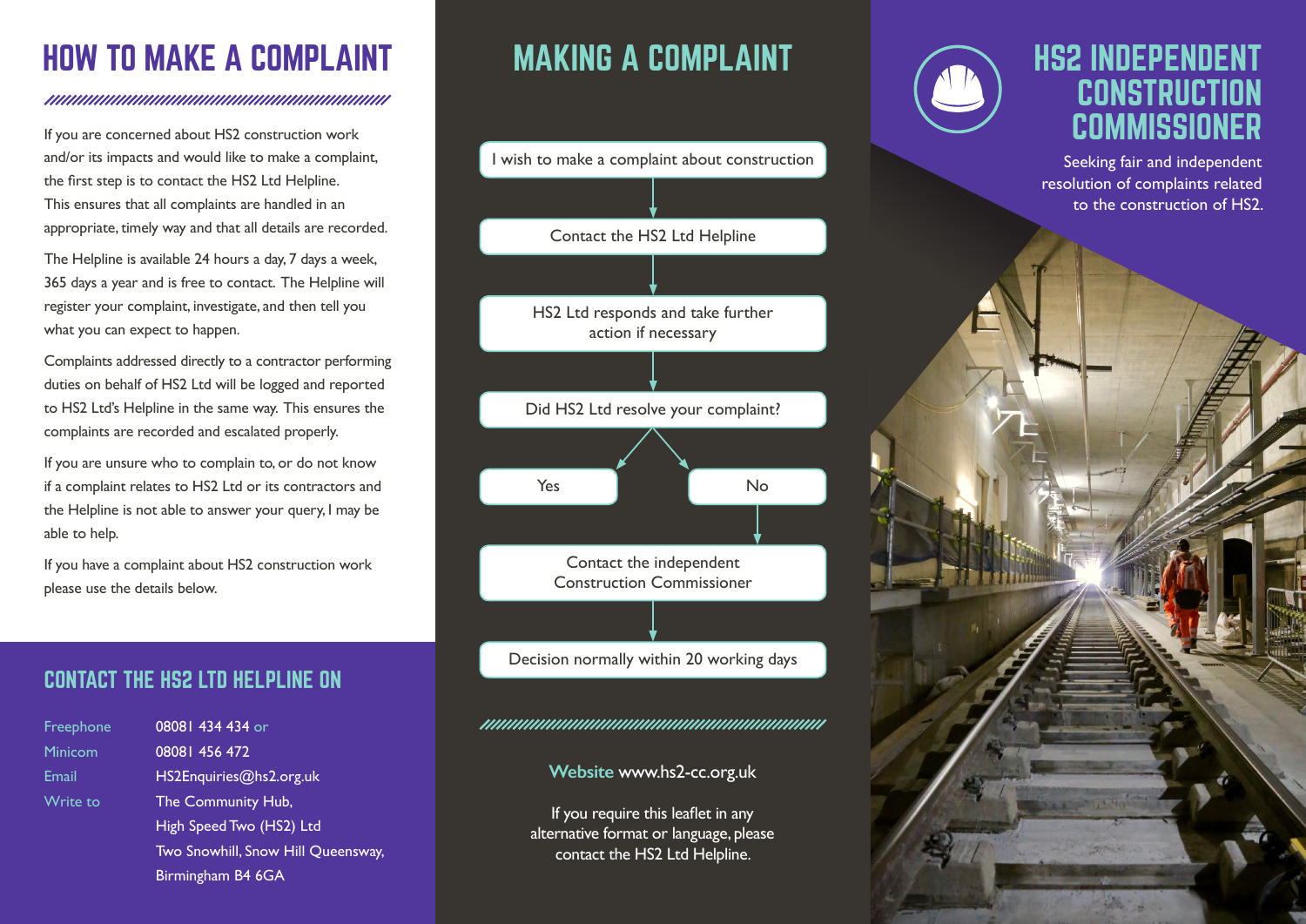# HOW TO MAKE A COMPLAINT

If you are concerned about HS2 construction work and/or its impacts and would like to make a complaint, the first step is to contact the HS2 Ltd Helpline. This ensures that all complaints are handled in an appropriate, timely way and that all details are recorded.

The Helpline is available 24 hours a day, 7 days a week, 365 days a year and is free to contact. The Helpline will register your complaint, investigate, and then tell you what you can expect to happen.

Complaints addressed directly to a contractor performing duties on behalf of HS2 Ltd will be logged and reported to HS2 Ltd's Helpline in the same way. This ensures the complaints are recorded and escalated properly.

If you are unsure who to complain to, or do not know if a complaint relates to HS2 Ltd or its contractors and the Helpline is not able to answer your query, I may be able to help.

If you have a complaint about HS2 construction work please use the details below.

## CONTACT THE HS2 LTD HELPLINE ON

| | |
|---|---|
| Freephone | 08081 434 434 or |
| Minicom | 08081 456 472 |
| Email | HS2Enquiries@hs2.org.uk |
| Write to | The Community Hub, High Speed Two (HS2) Ltd, Two Snowhill, Snow Hill Queensway, Birmingham B4 6GA |

# MAKING A COMPLAINT

- I wish to make a complaint about construction
- ↓ Contact the HS2 Ltd Helpline
- ↓ HS2 Ltd responds and take further action if necessary
- ↓ Did HS2 Ltd resolve your complaint?
  - Yes
  - No
    - ↓ Contact the independent Construction Commissioner
    - ↓ Decision normally within 20 working days

**Website** www.hs2-cc.org.uk

If you require this leaflet in any alternative format or language, please contact the HS2 Ltd Helpline.

# HS2 INDEPENDENT CONSTRUCTION COMMISSIONER

Seeking fair and independent resolution of complaints related to the construction of HS2.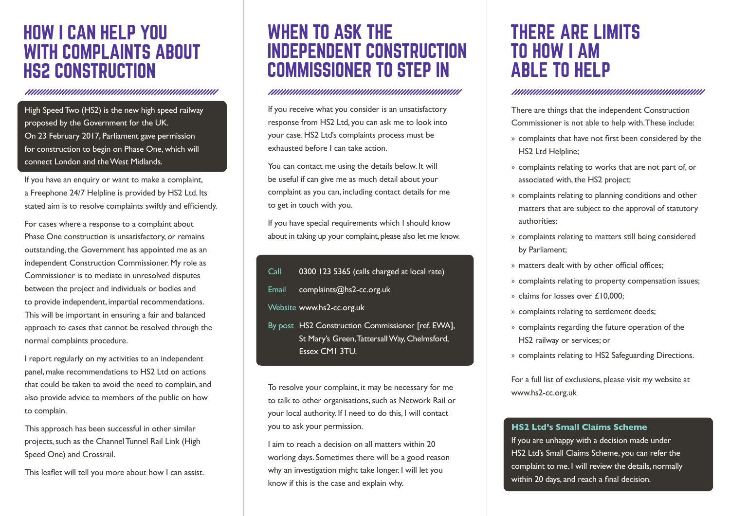# HOW I CAN HELP YOU WITH COMPLAINTS ABOUT HS2 CONSTRUCTION

High Speed Two (HS2) is the new high speed railway proposed by the Government for the UK. On 23 February 2017, Parliament gave permission for construction to begin on Phase One, which will connect London and the West Midlands.

If you have an enquiry or want to make a complaint, a Freephone 24/7 Helpline is provided by HS2 Ltd. Its stated aim is to resolve complaints swiftly and efficiently.

For cases where a response to a complaint about Phase One construction is unsatisfactory, or remains outstanding, the Government has appointed me as an independent Construction Commissioner. My role as Commissioner is to mediate in unresolved disputes between the project and individuals or bodies and to provide independent, impartial recommendations. This will be important in ensuring a fair and balanced approach to cases that cannot be resolved through the normal complaints procedure.

I report regularly on my activities to an independent panel, make recommendations to HS2 Ltd on actions that could be taken to avoid the need to complain, and also provide advice to members of the public on how to complain.

This approach has been successful in other similar projects, such as the Channel Tunnel Rail Link (High Speed One) and Crossrail.

This leaflet will tell you more about how I can assist.

# WHEN TO ASK THE INDEPENDENT CONSTRUCTION COMMISSIONER TO STEP IN

If you receive what you consider is an unsatisfactory response from HS2 Ltd, you can ask me to look into your case. HS2 Ltd's complaints process must be exhausted before I can take action.

You can contact me using the details below. It will be useful if can give me as much detail about your complaint as you can, including contact details for me to get in touch with you.

If you have special requirements which I should know about in taking up your complaint, please also let me know.

Call 0300 123 5365 (calls charged at local rate)

Email complaints@hs2-cc.org.uk

Website www.hs2-cc.org.uk

By post HS2 Construction Commissioner [ref. EWA], St Mary's Green, Tattersall Way, Chelmsford, Essex CM1 3TU.

To resolve your complaint, it may be necessary for me to talk to other organisations, such as Network Rail or your local authority. If I need to do this, I will contact you to ask your permission.

I aim to reach a decision on all matters within 20 working days. Sometimes there will be a good reason why an investigation might take longer. I will let you know if this is the case and explain why.

# THERE ARE LIMITS TO HOW I AM ABLE TO HELP

There are things that the independent Construction Commissioner is not able to help with. These include:

- complaints that have not first been considered by the HS2 Ltd Helpline;
- complaints relating to works that are not part of, or associated with, the HS2 project;
- complaints relating to planning conditions and other matters that are subject to the approval of statutory authorities;
- complaints relating to matters still being considered by Parliament;
- matters dealt with by other official offices;
- complaints relating to property compensation issues;
- claims for losses over £10,000;
- complaints relating to settlement deeds;
- complaints regarding the future operation of the HS2 railway or services; or
- complaints relating to HS2 Safeguarding Directions.

For a full list of exclusions, please visit my website at www.hs2-cc.org.uk

**HS2 Ltd's Small Claims Scheme**

If you are unhappy with a decision made under HS2 Ltd's Small Claims Scheme, you can refer the complaint to me. I will review the details, normally within 20 days, and reach a final decision.